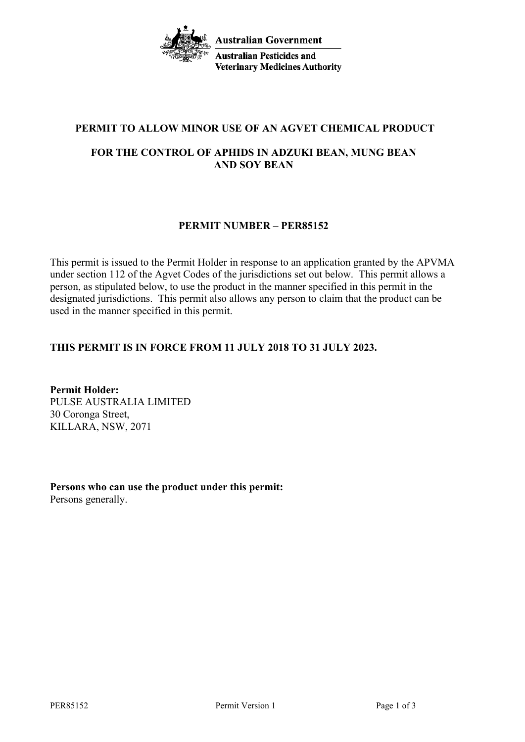Australian Government

Australian Pesticides and Veterinary Medicines Authority

# PERMIT TO ALLOW MINOR USE OF AN AGVET CHEMICAL PRODUCT

## FOR THE CONTROL OF APHIDS IN ADZUKI BEAN, MUNG BEAN AND SOY BEAN

## PERMIT NUMBER – PER85152

This permit is issued to the Permit Holder in response to an application granted by the APVMA under section 112 of the Agvet Codes of the jurisdictions set out below. This permit allows a person, as stipulated below, to use the product in the manner specified in this permit in the designated jurisdictions. This permit also allows any person to claim that the product can be used in the manner specified in this permit.

**THIS PERMIT IS IN FORCE FROM 11 JULY 2018 TO 31 JULY 2023.**

**Permit Holder:**
PULSE AUSTRALIA LIMITED
30 Coronga Street,
KILLARA, NSW, 2071

**Persons who can use the product under this permit:**
Persons generally.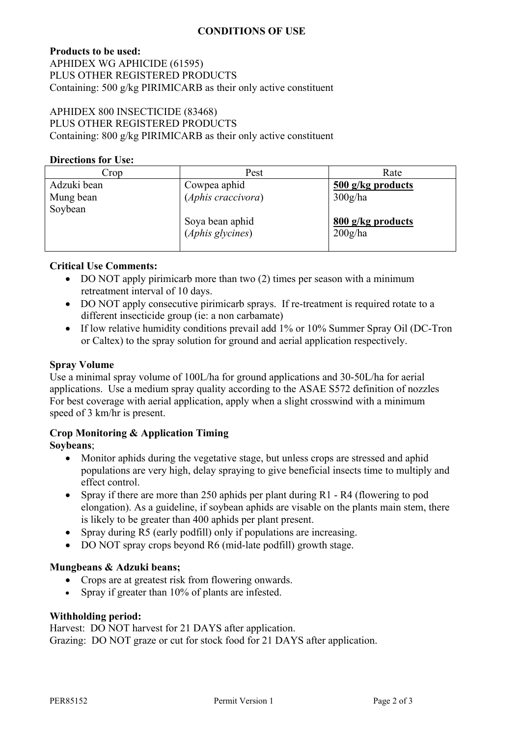## CONDITIONS OF USE

**Products to be used:**
APHIDEX WG APHICIDE (61595)
PLUS OTHER REGISTERED PRODUCTS
Containing: 500 g/kg PIRIMICARB as their only active constituent

APHIDEX 800 INSECTICIDE (83468)
PLUS OTHER REGISTERED PRODUCTS
Containing: 800 g/kg PIRIMICARB as their only active constituent

**Directions for Use:**

| Crop | Pest | Rate |
|---|---|---|
| Adzuki bean<br>Mung bean<br>Soybean | Cowpea aphid<br>(*Aphis craccivora*)<br><br>Soya bean aphid<br>(*Aphis glycines*) | **500 g/kg products**<br>300g/ha<br><br>**800 g/kg products**<br>200g/ha |

**Critical Use Comments:**

- DO NOT apply pirimicarb more than two (2) times per season with a minimum retreatment interval of 10 days.
- DO NOT apply consecutive pirimicarb sprays. If re-treatment is required rotate to a different insecticide group (ie: a non carbamate)
- If low relative humidity conditions prevail add 1% or 10% Summer Spray Oil (DC-Tron or Caltex) to the spray solution for ground and aerial application respectively.

**Spray Volume**

Use a minimal spray volume of 100L/ha for ground applications and 30-50L/ha for aerial applications. Use a medium spray quality according to the ASAE S572 definition of nozzles For best coverage with aerial application, apply when a slight crosswind with a minimum speed of 3 km/hr is present.

**Crop Monitoring & Application Timing**

**Soybeans**;

- Monitor aphids during the vegetative stage, but unless crops are stressed and aphid populations are very high, delay spraying to give beneficial insects time to multiply and effect control.
- Spray if there are more than 250 aphids per plant during R1 - R4 (flowering to pod elongation). As a guideline, if soybean aphids are visable on the plants main stem, there is likely to be greater than 400 aphids per plant present.
- Spray during R5 (early podfill) only if populations are increasing.
- DO NOT spray crops beyond R6 (mid-late podfill) growth stage.

**Mungbeans & Adzuki beans;**

- Crops are at greatest risk from flowering onwards.
- Spray if greater than 10% of plants are infested.

**Withholding period:**

Harvest: DO NOT harvest for 21 DAYS after application.
Grazing: DO NOT graze or cut for stock food for 21 DAYS after application.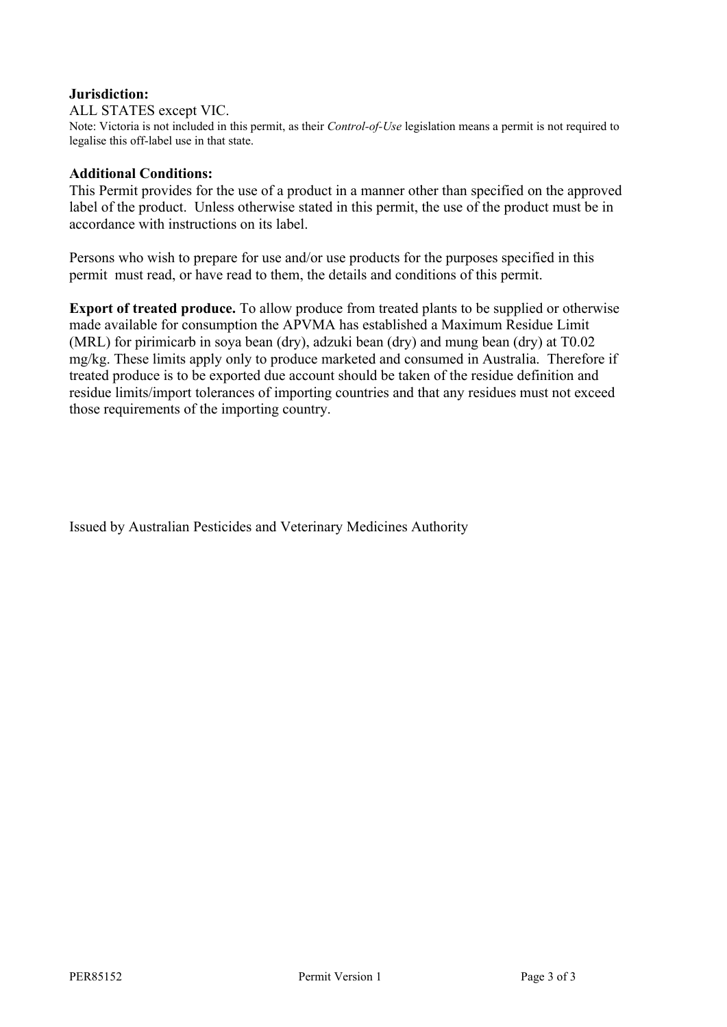**Jurisdiction:**

ALL STATES except VIC.

Note: Victoria is not included in this permit, as their *Control-of-Use* legislation means a permit is not required to legalise this off-label use in that state.

**Additional Conditions:**

This Permit provides for the use of a product in a manner other than specified on the approved label of the product. Unless otherwise stated in this permit, the use of the product must be in accordance with instructions on its label.

Persons who wish to prepare for use and/or use products for the purposes specified in this permit must read, or have read to them, the details and conditions of this permit.

**Export of treated produce.** To allow produce from treated plants to be supplied or otherwise made available for consumption the APVMA has established a Maximum Residue Limit (MRL) for pirimicarb in soya bean (dry), adzuki bean (dry) and mung bean (dry) at T0.02 mg/kg. These limits apply only to produce marketed and consumed in Australia. Therefore if treated produce is to be exported due account should be taken of the residue definition and residue limits/import tolerances of importing countries and that any residues must not exceed those requirements of the importing country.

Issued by Australian Pesticides and Veterinary Medicines Authority